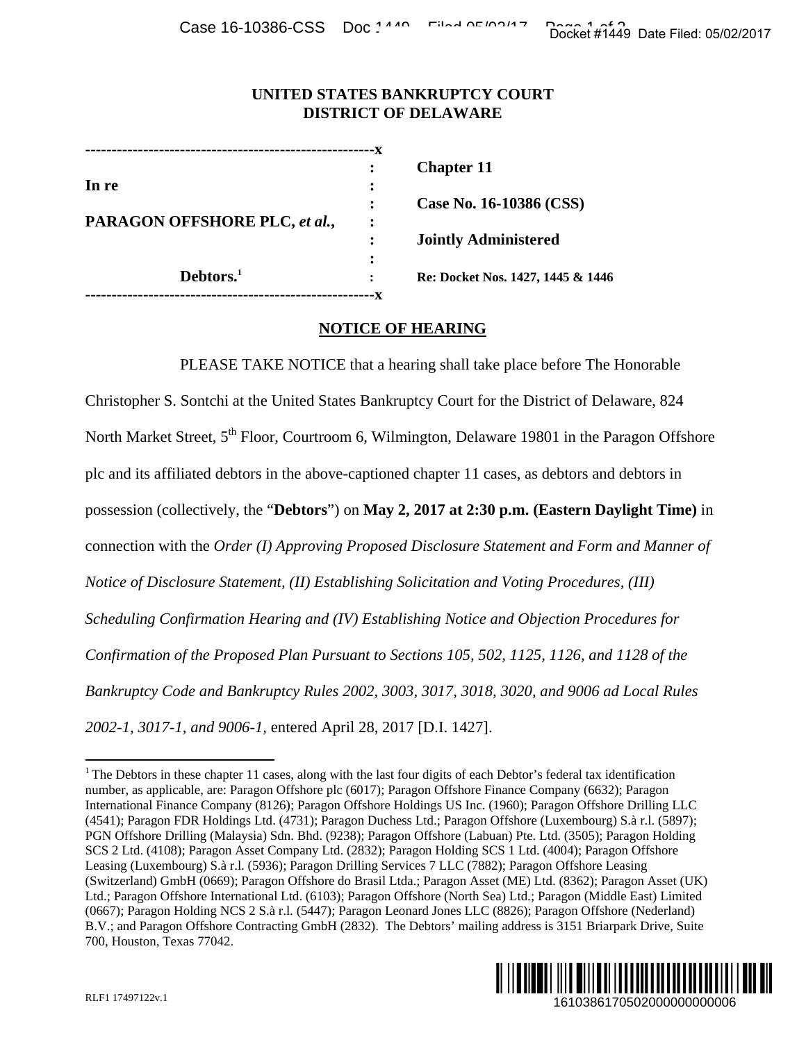**UNITED STATES BANKRUPTCY COURT**
**DISTRICT OF DELAWARE**

| | |
|---|---|
| In re | **Chapter 11** |
| **PARAGON OFFSHORE PLC, *et al.*,** | **Case No. 16-10386 (CSS)** |
| | **Jointly Administered** |
| **Debtors.**[1] | **Re: Docket Nos. 1427, 1445 & 1446** |

**NOTICE OF HEARING**

PLEASE TAKE NOTICE that a hearing shall take place before The Honorable Christopher S. Sontchi at the United States Bankruptcy Court for the District of Delaware, 824 North Market Street, 5th Floor, Courtroom 6, Wilmington, Delaware 19801 in the Paragon Offshore plc and its affiliated debtors in the above-captioned chapter 11 cases, as debtors and debtors in possession (collectively, the "**Debtors**") on **May 2, 2017 at 2:30 p.m. (Eastern Daylight Time)** in connection with the *Order (I) Approving Proposed Disclosure Statement and Form and Manner of Notice of Disclosure Statement, (II) Establishing Solicitation and Voting Procedures, (III) Scheduling Confirmation Hearing and (IV) Establishing Notice and Objection Procedures for Confirmation of the Proposed Plan Pursuant to Sections 105, 502, 1125, 1126, and 1128 of the Bankruptcy Code and Bankruptcy Rules 2002, 3003, 3017, 3018, 3020, and 9006 ad Local Rules 2002-1, 3017-1, and 9006-1,* entered April 28, 2017 [D.I. 1427].

[1] The Debtors in these chapter 11 cases, along with the last four digits of each Debtor's federal tax identification number, as applicable, are: Paragon Offshore plc (6017); Paragon Offshore Finance Company (6632); Paragon International Finance Company (8126); Paragon Offshore Holdings US Inc. (1960); Paragon Offshore Drilling LLC (4541); Paragon FDR Holdings Ltd. (4731); Paragon Duchess Ltd.; Paragon Offshore (Luxembourg) S.à r.l. (5897); PGN Offshore Drilling (Malaysia) Sdn. Bhd. (9238); Paragon Offshore (Labuan) Pte. Ltd. (3505); Paragon Holding SCS 2 Ltd. (4108); Paragon Asset Company Ltd. (2832); Paragon Holding SCS 1 Ltd. (4004); Paragon Offshore Leasing (Luxembourg) S.à r.l. (5936); Paragon Drilling Services 7 LLC (7882); Paragon Offshore Leasing (Switzerland) GmbH (0669); Paragon Offshore do Brasil Ltda.; Paragon Asset (ME) Ltd. (8362); Paragon Asset (UK) Ltd.; Paragon Offshore International Ltd. (6103); Paragon Offshore (North Sea) Ltd.; Paragon (Middle East) Limited (0667); Paragon Holding NCS 2 S.à r.l. (5447); Paragon Leonard Jones LLC (8826); Paragon Offshore (Nederland) B.V.; and Paragon Offshore Contracting GmbH (2832). The Debtors' mailing address is 3151 Briarpark Drive, Suite 700, Houston, Texas 77042.

RLF1 17497122v.1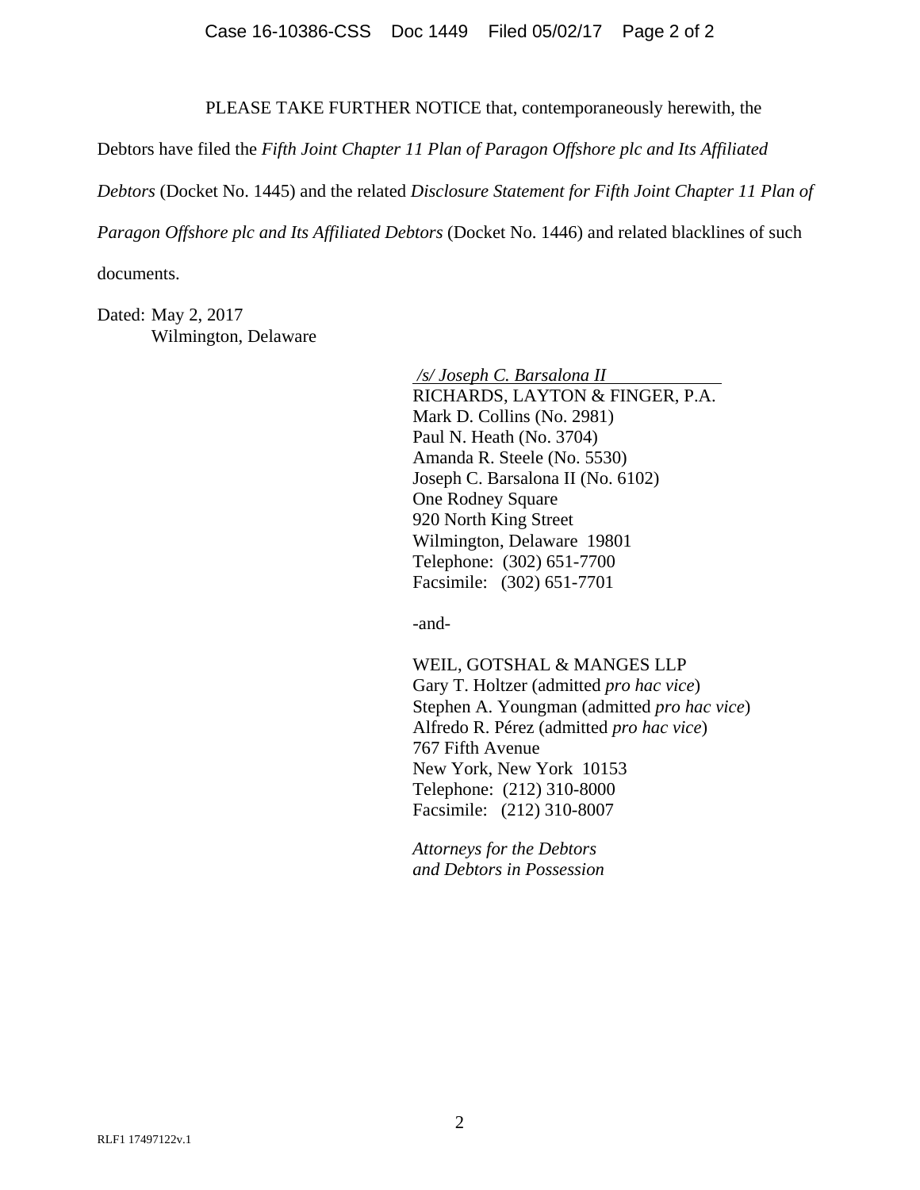PLEASE TAKE FURTHER NOTICE that, contemporaneously herewith, the Debtors have filed the *Fifth Joint Chapter 11 Plan of Paragon Offshore plc and Its Affiliated Debtors* (Docket No. 1445) and the related *Disclosure Statement for Fifth Joint Chapter 11 Plan of Paragon Offshore plc and Its Affiliated Debtors* (Docket No. 1446) and related blacklines of such documents.

Dated: May 2, 2017
Wilmington, Delaware

*/s/ Joseph C. Barsalona II*
RICHARDS, LAYTON & FINGER, P.A.
Mark D. Collins (No. 2981)
Paul N. Heath (No. 3704)
Amanda R. Steele (No. 5530)
Joseph C. Barsalona II (No. 6102)
One Rodney Square
920 North King Street
Wilmington, Delaware 19801
Telephone: (302) 651-7700
Facsimile: (302) 651-7701

-and-

WEIL, GOTSHAL & MANGES LLP
Gary T. Holtzer (admitted *pro hac vice*)
Stephen A. Youngman (admitted *pro hac vice*)
Alfredo R. Pérez (admitted *pro hac vice*)
767 Fifth Avenue
New York, New York 10153
Telephone: (212) 310-8000
Facsimile: (212) 310-8007

*Attorneys for the Debtors and Debtors in Possession*

RLF1 17497122v.1